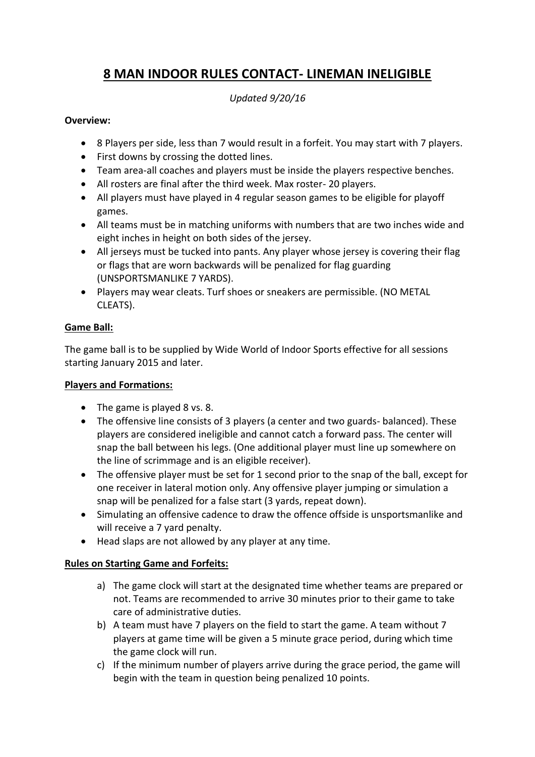# 8 MAN INDOOR RULES CONTACT- LINEMAN INELIGIBLE

*Updated 9/20/16*

**Overview:**

- 8 Players per side, less than 7 would result in a forfeit. You may start with 7 players.
- First downs by crossing the dotted lines.
- Team area-all coaches and players must be inside the players respective benches.
- All rosters are final after the third week. Max roster- 20 players.
- All players must have played in 4 regular season games to be eligible for playoff games.
- All teams must be in matching uniforms with numbers that are two inches wide and eight inches in height on both sides of the jersey.
- All jerseys must be tucked into pants. Any player whose jersey is covering their flag or flags that are worn backwards will be penalized for flag guarding (UNSPORTSMANLIKE 7 YARDS).
- Players may wear cleats. Turf shoes or sneakers are permissible. (NO METAL CLEATS).

## Game Ball:

The game ball is to be supplied by Wide World of Indoor Sports effective for all sessions starting January 2015 and later.

## Players and Formations:

- The game is played 8 vs. 8.
- The offensive line consists of 3 players (a center and two guards- balanced). These players are considered ineligible and cannot catch a forward pass. The center will snap the ball between his legs. (One additional player must line up somewhere on the line of scrimmage and is an eligible receiver).
- The offensive player must be set for 1 second prior to the snap of the ball, except for one receiver in lateral motion only. Any offensive player jumping or simulation a snap will be penalized for a false start (3 yards, repeat down).
- Simulating an offensive cadence to draw the offence offside is unsportsmanlike and will receive a 7 yard penalty.
- Head slaps are not allowed by any player at any time.

## Rules on Starting Game and Forfeits:

a) The game clock will start at the designated time whether teams are prepared or not. Teams are recommended to arrive 30 minutes prior to their game to take care of administrative duties.

b) A team must have 7 players on the field to start the game. A team without 7 players at game time will be given a 5 minute grace period, during which time the game clock will run.

c) If the minimum number of players arrive during the grace period, the game will begin with the team in question being penalized 10 points.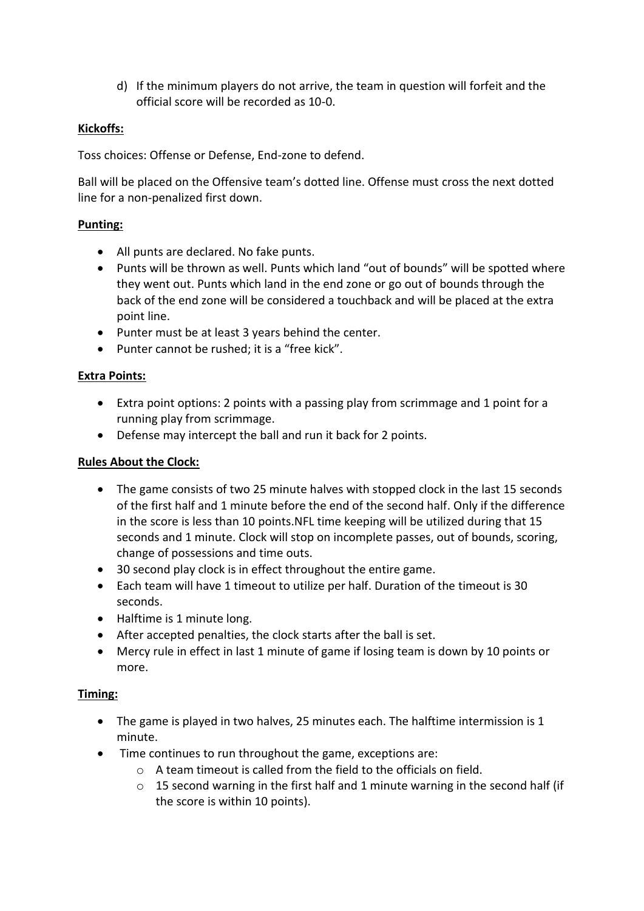d) If the minimum players do not arrive, the team in question will forfeit and the official score will be recorded as 10-0.

**Kickoffs:**

Toss choices: Offense or Defense, End-zone to defend.

Ball will be placed on the Offensive team's dotted line. Offense must cross the next dotted line for a non-penalized first down.

**Punting:**

- All punts are declared. No fake punts.
- Punts will be thrown as well. Punts which land "out of bounds" will be spotted where they went out. Punts which land in the end zone or go out of bounds through the back of the end zone will be considered a touchback and will be placed at the extra point line.
- Punter must be at least 3 years behind the center.
- Punter cannot be rushed; it is a "free kick".

**Extra Points:**

- Extra point options: 2 points with a passing play from scrimmage and 1 point for a running play from scrimmage.
- Defense may intercept the ball and run it back for 2 points.

**Rules About the Clock:**

- The game consists of two 25 minute halves with stopped clock in the last 15 seconds of the first half and 1 minute before the end of the second half. Only if the difference in the score is less than 10 points.NFL time keeping will be utilized during that 15 seconds and 1 minute. Clock will stop on incomplete passes, out of bounds, scoring, change of possessions and time outs.
- 30 second play clock is in effect throughout the entire game.
- Each team will have 1 timeout to utilize per half. Duration of the timeout is 30 seconds.
- Halftime is 1 minute long.
- After accepted penalties, the clock starts after the ball is set.
- Mercy rule in effect in last 1 minute of game if losing team is down by 10 points or more.

**Timing:**

- The game is played in two halves, 25 minutes each. The halftime intermission is 1 minute.
- Time continues to run throughout the game, exceptions are:
  - A team timeout is called from the field to the officials on field.
  - 15 second warning in the first half and 1 minute warning in the second half (if the score is within 10 points).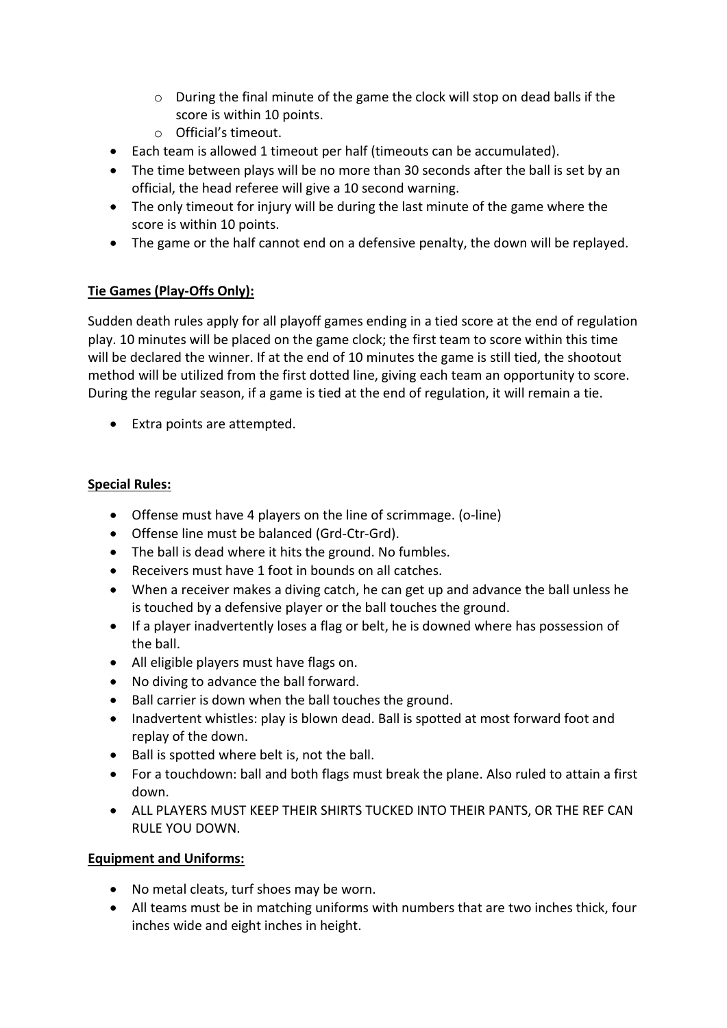- During the final minute of the game the clock will stop on dead balls if the score is within 10 points.
  - Official's timeout.
- Each team is allowed 1 timeout per half (timeouts can be accumulated).
- The time between plays will be no more than 30 seconds after the ball is set by an official, the head referee will give a 10 second warning.
- The only timeout for injury will be during the last minute of the game where the score is within 10 points.
- The game or the half cannot end on a defensive penalty, the down will be replayed.

**Tie Games (Play-Offs Only):**

Sudden death rules apply for all playoff games ending in a tied score at the end of regulation play. 10 minutes will be placed on the game clock; the first team to score within this time will be declared the winner. If at the end of 10 minutes the game is still tied, the shootout method will be utilized from the first dotted line, giving each team an opportunity to score. During the regular season, if a game is tied at the end of regulation, it will remain a tie.

- Extra points are attempted.

**Special Rules:**

- Offense must have 4 players on the line of scrimmage. (o-line)
- Offense line must be balanced (Grd-Ctr-Grd).
- The ball is dead where it hits the ground. No fumbles.
- Receivers must have 1 foot in bounds on all catches.
- When a receiver makes a diving catch, he can get up and advance the ball unless he is touched by a defensive player or the ball touches the ground.
- If a player inadvertently loses a flag or belt, he is downed where has possession of the ball.
- All eligible players must have flags on.
- No diving to advance the ball forward.
- Ball carrier is down when the ball touches the ground.
- Inadvertent whistles: play is blown dead. Ball is spotted at most forward foot and replay of the down.
- Ball is spotted where belt is, not the ball.
- For a touchdown: ball and both flags must break the plane. Also ruled to attain a first down.
- ALL PLAYERS MUST KEEP THEIR SHIRTS TUCKED INTO THEIR PANTS, OR THE REF CAN RULE YOU DOWN.

**Equipment and Uniforms:**

- No metal cleats, turf shoes may be worn.
- All teams must be in matching uniforms with numbers that are two inches thick, four inches wide and eight inches in height.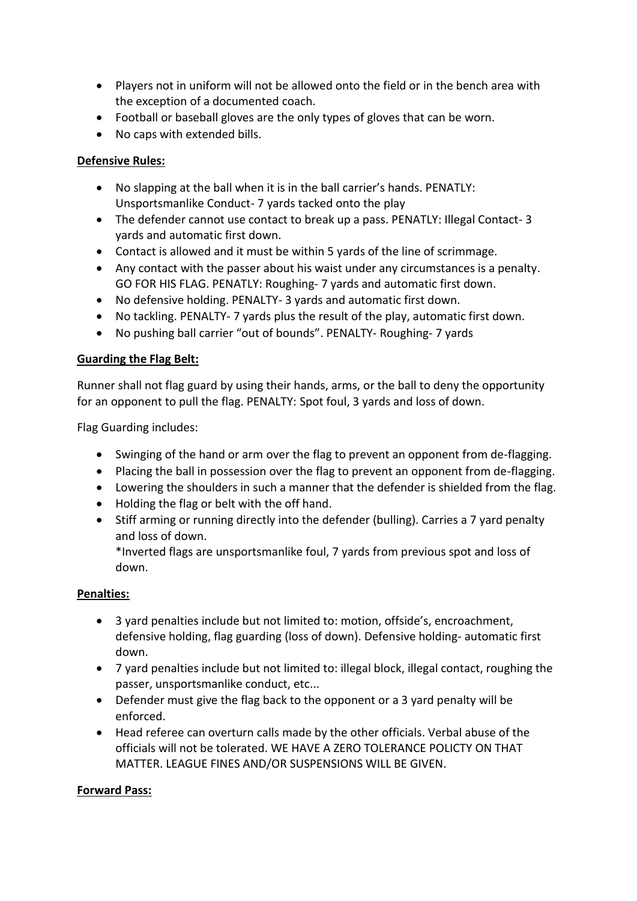- Players not in uniform will not be allowed onto the field or in the bench area with the exception of a documented coach.
- Football or baseball gloves are the only types of gloves that can be worn.
- No caps with extended bills.

**Defensive Rules:**

- No slapping at the ball when it is in the ball carrier's hands. PENATLY: Unsportsmanlike Conduct- 7 yards tacked onto the play
- The defender cannot use contact to break up a pass. PENATLY: Illegal Contact- 3 yards and automatic first down.
- Contact is allowed and it must be within 5 yards of the line of scrimmage.
- Any contact with the passer abut his waist under any circumstances is a penalty. GO FOR HIS FLAG. PENATLY: Roughing- 7 yards and automatic first down.
- No defensive holding. PENALTY- 3 yards and automatic first down.
- No tackling. PENALTY- 7 yards plus the result of the play, automatic first down.
- No pushing ball carrier "out of bounds". PENALTY- Roughing- 7 yards

**Guarding the Flag Belt:**

Runner shall not flag guard by using their hands, arms, or the ball to deny the opportunity for an opponent to pull the flag. PENALTY: Spot foul, 3 yards and loss of down.

Flag Guarding includes:

- Swinging of the hand or arm over the flag to prevent an opponent from de-flagging.
- Placing the ball in possession over the flag to prevent an opponent from de-flagging.
- Lowering the shoulders in such a manner that the defender is shielded from the flag.
- Holding the flag or belt with the off hand.
- Stiff arming or running directly into the defender (bulling). Carries a 7 yard penalty and loss of down.
  *Inverted flags are unsportsmanlike foul, 7 yards from previous spot and loss of down.

**Penalties:**

- 3 yard penalties include but not limited to: motion, offside's, encroachment, defensive holding, flag guarding (loss of down). Defensive holding- automatic first down.
- 7 yard penalties include but not limited to: illegal block, illegal contact, roughing the passer, unsportsmanlike conduct, etc...
- Defender must give the flag back to the opponent or a 3 yard penalty will be enforced.
- Head referee can overturn calls made by the other officials. Verbal abuse of the officials will not be tolerated. WE HAVE A ZERO TOLERANCE POLICTY ON THAT MATTER. LEAGUE FINES AND/OR SUSPENSIONS WILL BE GIVEN.

**Forward Pass:**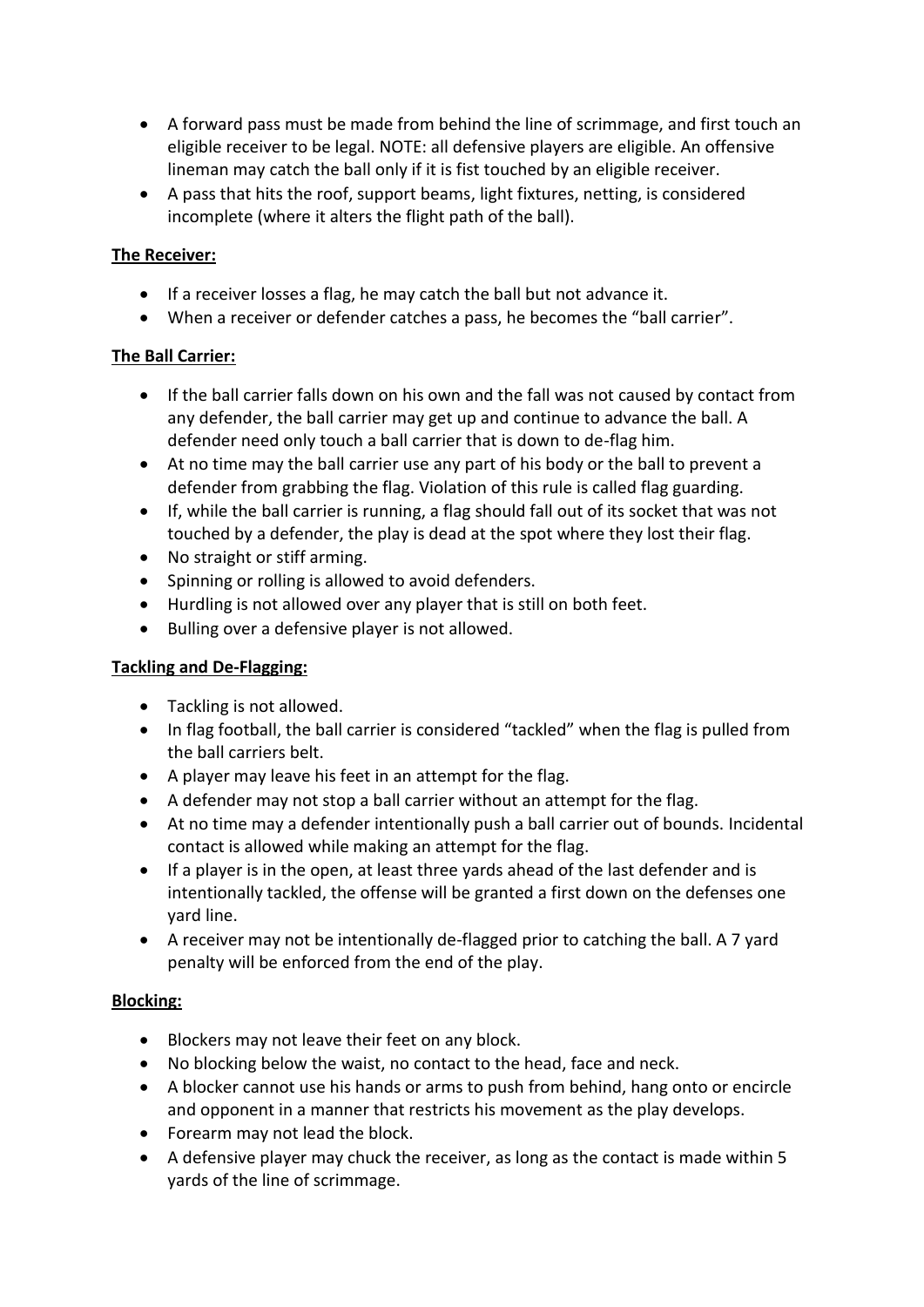- A forward pass must be made from behind the line of scrimmage, and first touch an eligible receiver to be legal. NOTE: all defensive players are eligible. An offensive lineman may catch the ball only if it is fist touched by an eligible receiver.
- A pass that hits the roof, support beams, light fixtures, netting, is considered incomplete (where it alters the flight path of the ball).

**The Receiver:**

- If a receiver losses a flag, he may catch the ball but not advance it.
- When a receiver or defender catches a pass, he becomes the "ball carrier".

**The Ball Carrier:**

- If the ball carrier falls down on his own and the fall was not caused by contact from any defender, the ball carrier may get up and continue to advance the ball. A defender need only touch a ball carrier that is down to de-flag him.
- At no time may the ball carrier use any part of his body or the ball to prevent a defender from grabbing the flag. Violation of this rule is called flag guarding.
- If, while the ball carrier is running, a flag should fall out of its socket that was not touched by a defender, the play is dead at the spot where they lost their flag.
- No straight or stiff arming.
- Spinning or rolling is allowed to avoid defenders.
- Hurdling is not allowed over any player that is still on both feet.
- Bulling over a defensive player is not allowed.

**Tackling and De-Flagging:**

- Tackling is not allowed.
- In flag football, the ball carrier is considered "tackled" when the flag is pulled from the ball carriers belt.
- A player may leave his feet in an attempt for the flag.
- A defender may not stop a ball carrier without an attempt for the flag.
- At no time may a defender intentionally push a ball carrier out of bounds. Incidental contact is allowed while making an attempt for the flag.
- If a player is in the open, at least three yards ahead of the last defender and is intentionally tackled, the offense will be granted a first down on the defenses one yard line.
- A receiver may not be intentionally de-flagged prior to catching the ball. A 7 yard penalty will be enforced from the end of the play.

**Blocking:**

- Blockers may not leave their feet on any block.
- No blocking below the waist, no contact to the head, face and neck.
- A blocker cannot use his hands or arms to push from behind, hang onto or encircle and opponent in a manner that restricts his movement as the play develops.
- Forearm may not lead the block.
- A defensive player may chuck the receiver, as long as the contact is made within 5 yards of the line of scrimmage.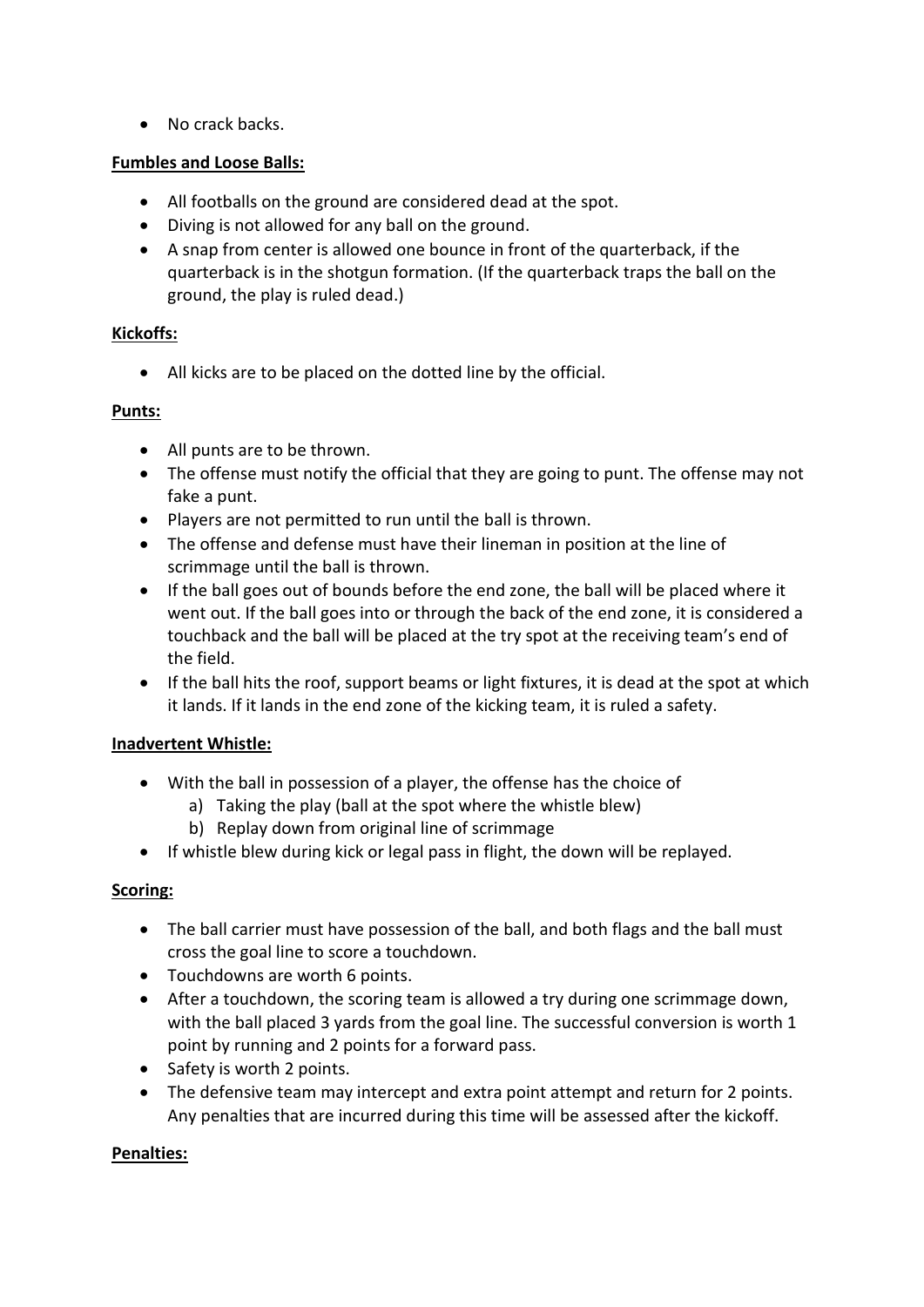- No crack backs.

**Fumbles and Loose Balls:**

- All footballs on the ground are considered dead at the spot.
- Diving is not allowed for any ball on the ground.
- A snap from center is allowed one bounce in front of the quarterback, if the quarterback is in the shotgun formation. (If the quarterback traps the ball on the ground, the play is ruled dead.)

**Kickoffs:**

- All kicks are to be placed on the dotted line by the official.

**Punts:**

- All punts are to be thrown.
- The offense must notify the official that they are going to punt. The offense may not fake a punt.
- Players are not permitted to run until the ball is thrown.
- The offense and defense must have their lineman in position at the line of scrimmage until the ball is thrown.
- If the ball goes out of bounds before the end zone, the ball will be placed where it went out. If the ball goes into or through the back of the end zone, it is considered a touchback and the ball will be placed at the try spot at the receiving team's end of the field.
- If the ball hits the roof, support beams or light fixtures, it is dead at the spot at which it lands. If it lands in the end zone of the kicking team, it is ruled a safety.

**Inadvertent Whistle:**

- With the ball in possession of a player, the offense has the choice of
    a) Taking the play (ball at the spot where the whistle blew)
    b) Replay down from original line of scrimmage
- If whistle blew during kick or legal pass in flight, the down will be replayed.

**Scoring:**

- The ball carrier must have possession of the ball, and both flags and the ball must cross the goal line to score a touchdown.
- Touchdowns are worth 6 points.
- After a touchdown, the scoring team is allowed a try during one scrimmage down, with the ball placed 3 yards from the goal line. The successful conversion is worth 1 point by running and 2 points for a forward pass.
- Safety is worth 2 points.
- The defensive team may intercept and extra point attempt and return for 2 points. Any penalties that are incurred during this time will be assessed after the kickoff.

**Penalties:**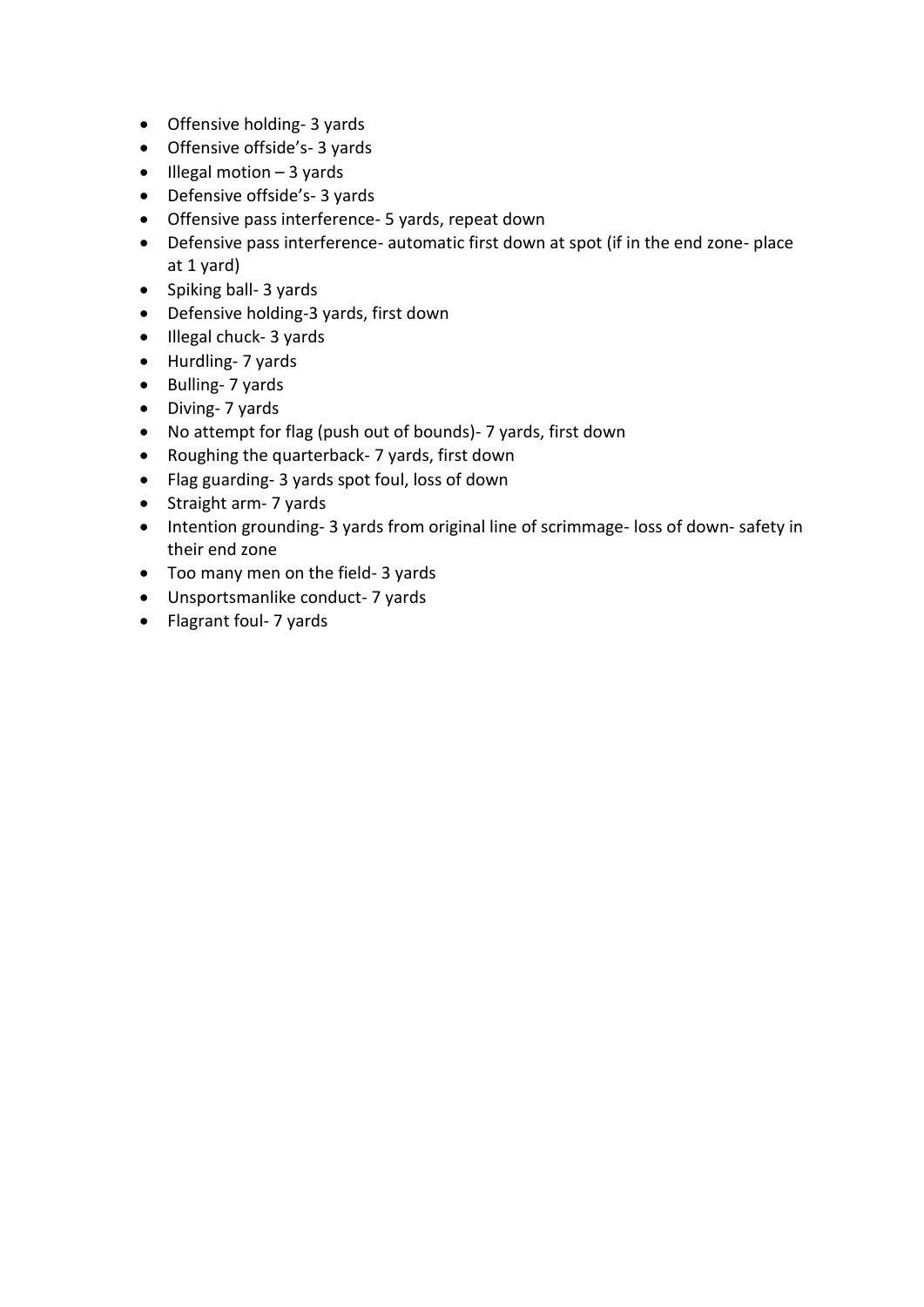- Offensive holding- 3 yards
- Offensive offside's- 3 yards
- Illegal motion – 3 yards
- Defensive offside's- 3 yards
- Offensive pass interference- 5 yards, repeat down
- Defensive pass interference- automatic first down at spot (if in the end zone- place at 1 yard)
- Spiking ball- 3 yards
- Defensive holding-3 yards, first down
- Illegal chuck- 3 yards
- Hurdling- 7 yards
- Bulling- 7 yards
- Diving- 7 yards
- No attempt for flag (push out of bounds)- 7 yards, first down
- Roughing the quarterback- 7 yards, first down
- Flag guarding- 3 yards spot foul, loss of down
- Straight arm- 7 yards
- Intention grounding- 3 yards from original line of scrimmage- loss of down- safety in their end zone
- Too many men on the field- 3 yards
- Unsportsmanlike conduct- 7 yards
- Flagrant foul- 7 yards